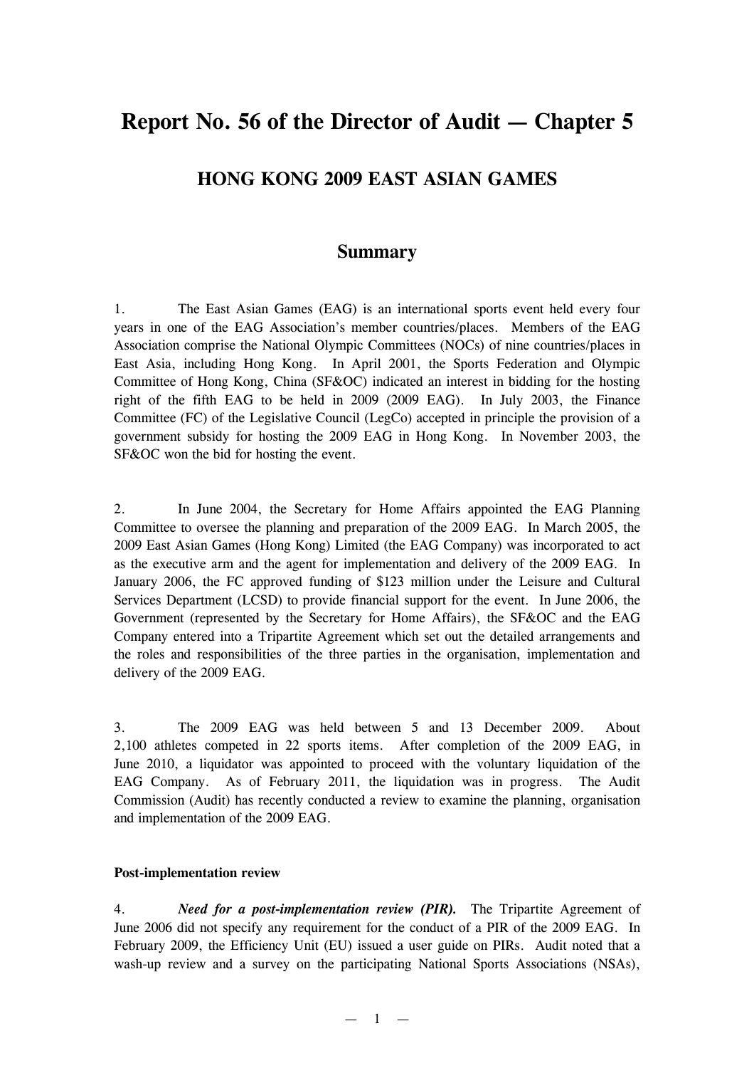# Report No. 56 of the Director of Audit — Chapter 5

## HONG KONG 2009 EAST ASIAN GAMES

### Summary

1. The East Asian Games (EAG) is an international sports event held every four years in one of the EAG Association's member countries/places. Members of the EAG Association comprise the National Olympic Committees (NOCs) of nine countries/places in East Asia, including Hong Kong. In April 2001, the Sports Federation and Olympic Committee of Hong Kong, China (SF&OC) indicated an interest in bidding for the hosting right of the fifth EAG to be held in 2009 (2009 EAG). In July 2003, the Finance Committee (FC) of the Legislative Council (LegCo) accepted in principle the provision of a government subsidy for hosting the 2009 EAG in Hong Kong. In November 2003, the SF&OC won the bid for hosting the event.

2. In June 2004, the Secretary for Home Affairs appointed the EAG Planning Committee to oversee the planning and preparation of the 2009 EAG. In March 2005, the 2009 East Asian Games (Hong Kong) Limited (the EAG Company) was incorporated to act as the executive arm and the agent for implementation and delivery of the 2009 EAG. In January 2006, the FC approved funding of $123 million under the Leisure and Cultural Services Department (LCSD) to provide financial support for the event. In June 2006, the Government (represented by the Secretary for Home Affairs), the SF&OC and the EAG Company entered into a Tripartite Agreement which set out the detailed arrangements and the roles and responsibilities of the three parties in the organisation, implementation and delivery of the 2009 EAG.

3. The 2009 EAG was held between 5 and 13 December 2009. About 2,100 athletes competed in 22 sports items. After completion of the 2009 EAG, in June 2010, a liquidator was appointed to proceed with the voluntary liquidation of the EAG Company. As of February 2011, the liquidation was in progress. The Audit Commission (Audit) has recently conducted a review to examine the planning, organisation and implementation of the 2009 EAG.

**Post-implementation review**

4. ***Need for a post-implementation review (PIR).*** The Tripartite Agreement of June 2006 did not specify any requirement for the conduct of a PIR of the 2009 EAG. In February 2009, the Efficiency Unit (EU) issued a user guide on PIRs. Audit noted that a wash-up review and a survey on the participating National Sports Associations (NSAs),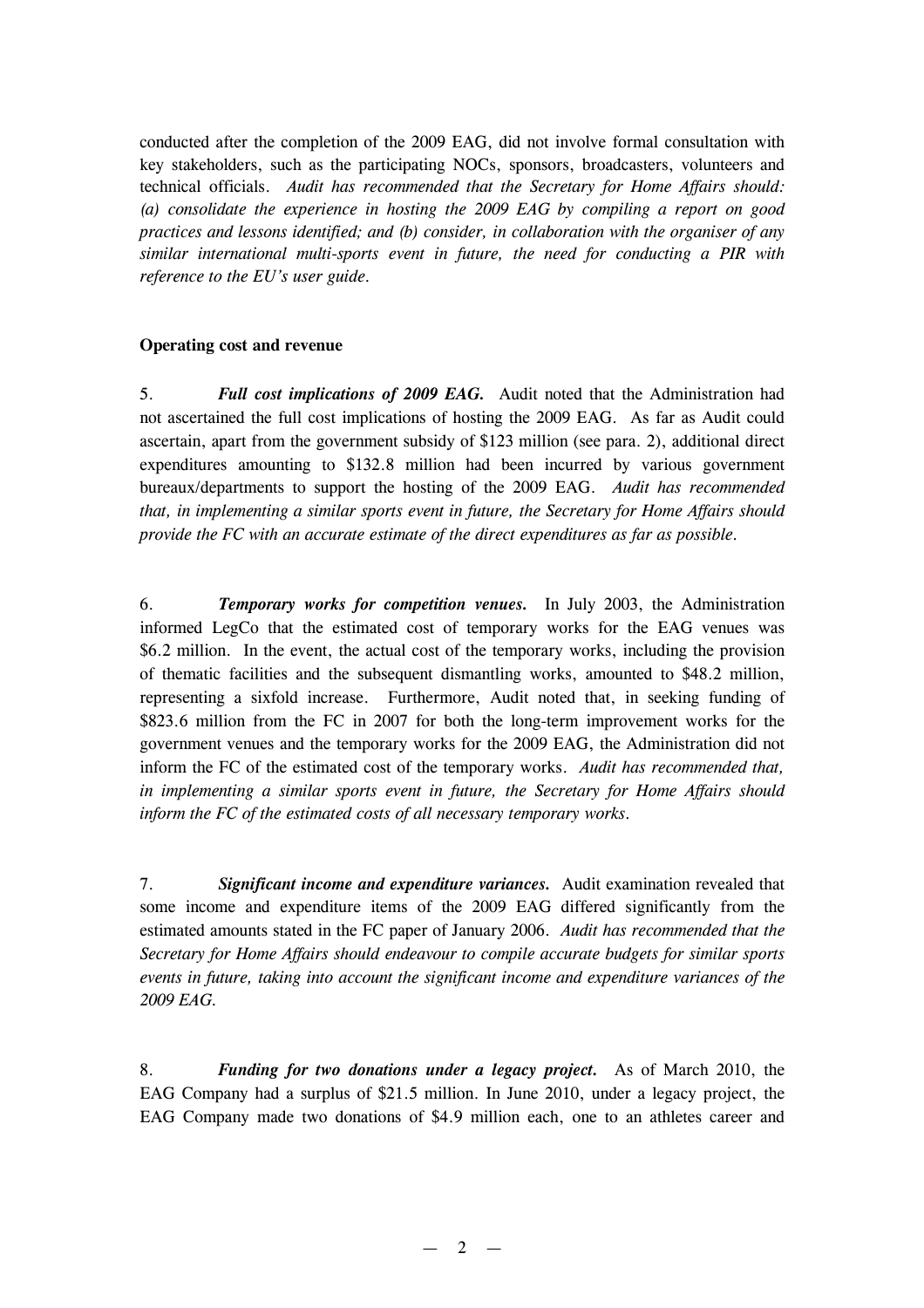conducted after the completion of the 2009 EAG, did not involve formal consultation with key stakeholders, such as the participating NOCs, sponsors, broadcasters, volunteers and technical officials. *Audit has recommended that the Secretary for Home Affairs should: (a) consolidate the experience in hosting the 2009 EAG by compiling a report on good practices and lessons identified; and (b) consider, in collaboration with the organiser of any similar international multi-sports event in future, the need for conducting a PIR with reference to the EU's user guide.*

**Operating cost and revenue**

5. ***Full cost implications of 2009 EAG.*** Audit noted that the Administration had not ascertained the full cost implications of hosting the 2009 EAG. As far as Audit could ascertain, apart from the government subsidy of $123 million (see para. 2), additional direct expenditures amounting to $132.8 million had been incurred by various government bureaux/departments to support the hosting of the 2009 EAG. *Audit has recommended that, in implementing a similar sports event in future, the Secretary for Home Affairs should provide the FC with an accurate estimate of the direct expenditures as far as possible.*

6. ***Temporary works for competition venues.*** In July 2003, the Administration informed LegCo that the estimated cost of temporary works for the EAG venues was $6.2 million. In the event, the actual cost of the temporary works, including the provision of thematic facilities and the subsequent dismantling works, amounted to $48.2 million, representing a sixfold increase. Furthermore, Audit noted that, in seeking funding of $823.6 million from the FC in 2007 for both the long-term improvement works for the government venues and the temporary works for the 2009 EAG, the Administration did not inform the FC of the estimated cost of the temporary works. *Audit has recommended that, in implementing a similar sports event in future, the Secretary for Home Affairs should inform the FC of the estimated costs of all necessary temporary works.*

7. ***Significant income and expenditure variances.*** Audit examination revealed that some income and expenditure items of the 2009 EAG differed significantly from the estimated amounts stated in the FC paper of January 2006. *Audit has recommended that the Secretary for Home Affairs should endeavour to compile accurate budgets for similar sports events in future, taking into account the significant income and expenditure variances of the 2009 EAG.*

8. ***Funding for two donations under a legacy project.*** As of March 2010, the EAG Company had a surplus of $21.5 million. In June 2010, under a legacy project, the EAG Company made two donations of $4.9 million each, one to an athletes career and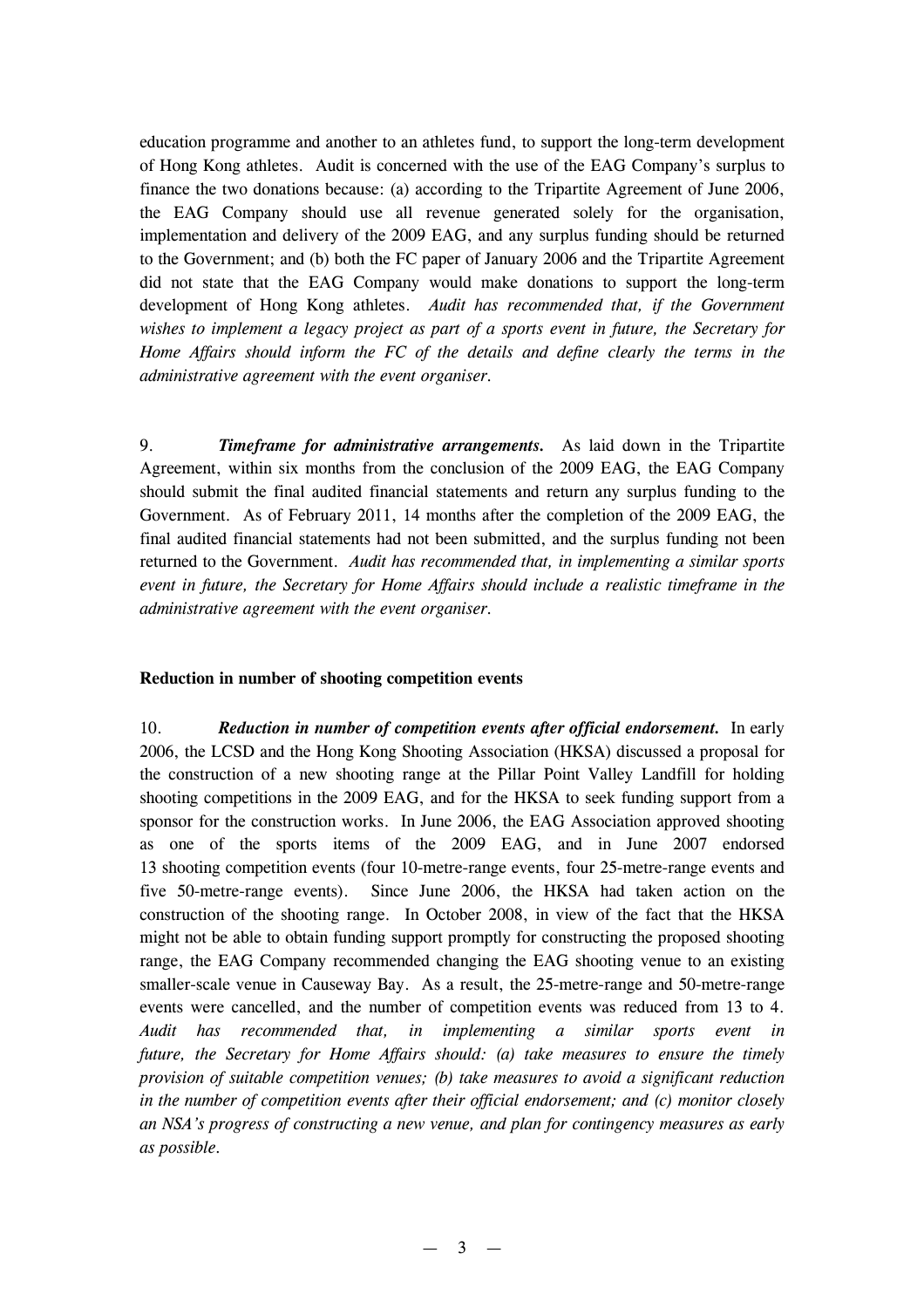education programme and another to an athletes fund, to support the long-term development of Hong Kong athletes. Audit is concerned with the use of the EAG Company's surplus to finance the two donations because: (a) according to the Tripartite Agreement of June 2006, the EAG Company should use all revenue generated solely for the organisation, implementation and delivery of the 2009 EAG, and any surplus funding should be returned to the Government; and (b) both the FC paper of January 2006 and the Tripartite Agreement did not state that the EAG Company would make donations to support the long-term development of Hong Kong athletes. *Audit has recommended that, if the Government wishes to implement a legacy project as part of a sports event in future, the Secretary for Home Affairs should inform the FC of the details and define clearly the terms in the administrative agreement with the event organiser.*

9. ***Timeframe for administrative arrangements.*** As laid down in the Tripartite Agreement, within six months from the conclusion of the 2009 EAG, the EAG Company should submit the final audited financial statements and return any surplus funding to the Government. As of February 2011, 14 months after the completion of the 2009 EAG, the final audited financial statements had not been submitted, and the surplus funding not been returned to the Government. *Audit has recommended that, in implementing a similar sports event in future, the Secretary for Home Affairs should include a realistic timeframe in the administrative agreement with the event organiser.*

**Reduction in number of shooting competition events**

10. ***Reduction in number of competition events after official endorsement.*** In early 2006, the LCSD and the Hong Kong Shooting Association (HKSA) discussed a proposal for the construction of a new shooting range at the Pillar Point Valley Landfill for holding shooting competitions in the 2009 EAG, and for the HKSA to seek funding support from a sponsor for the construction works. In June 2006, the EAG Association approved shooting as one of the sports items of the 2009 EAG, and in June 2007 endorsed 13 shooting competition events (four 10-metre-range events, four 25-metre-range events and five 50-metre-range events). Since June 2006, the HKSA had taken action on the construction of the shooting range. In October 2008, in view of the fact that the HKSA might not be able to obtain funding support promptly for constructing the proposed shooting range, the EAG Company recommended changing the EAG shooting venue to an existing smaller-scale venue in Causeway Bay. As a result, the 25-metre-range and 50-metre-range events were cancelled, and the number of competition events was reduced from 13 to 4. *Audit has recommended that, in implementing a similar sports event in future, the Secretary for Home Affairs should: (a) take measures to ensure the timely provision of suitable competition venues; (b) take measures to avoid a significant reduction in the number of competition events after their official endorsement; and (c) monitor closely an NSA's progress of constructing a new venue, and plan for contingency measures as early as possible.*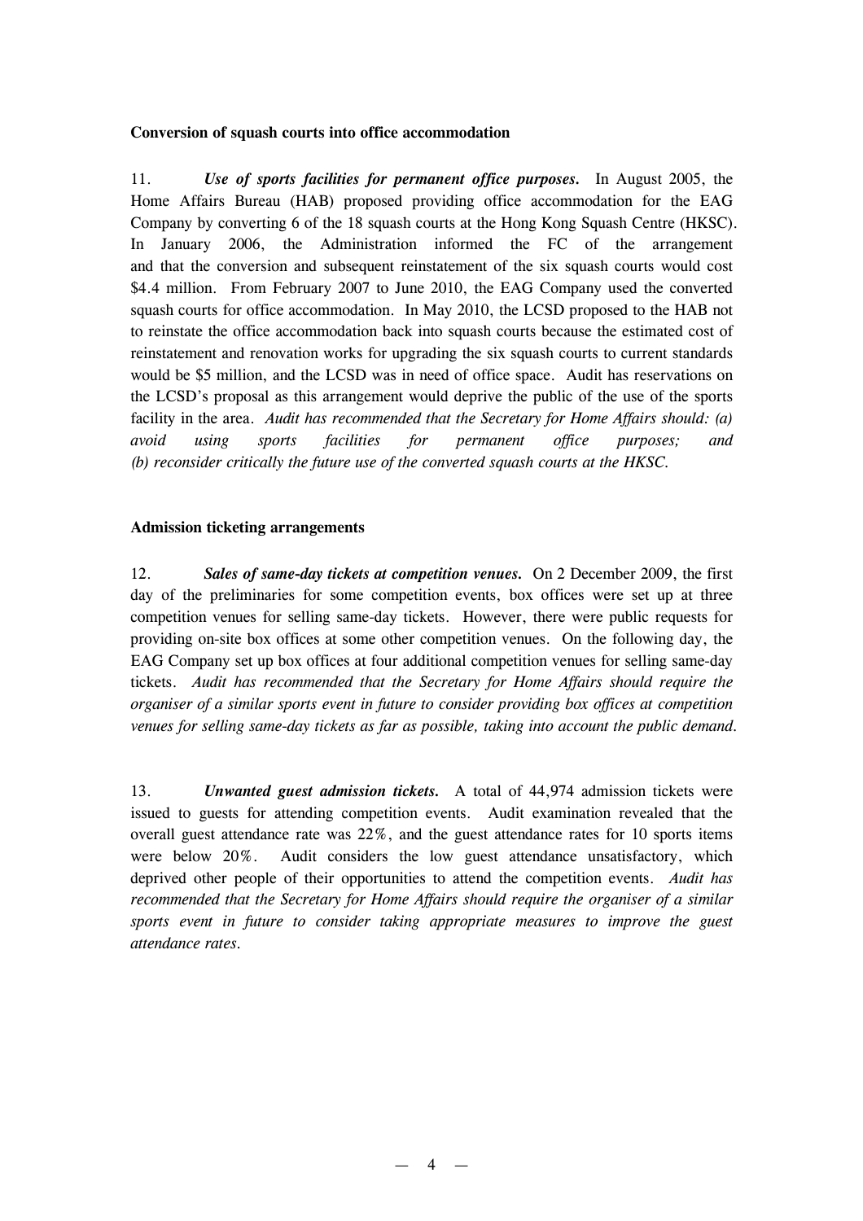**Conversion of squash courts into office accommodation**

11. ***Use of sports facilities for permanent office purposes.*** In August 2005, the Home Affairs Bureau (HAB) proposed providing office accommodation for the EAG Company by converting 6 of the 18 squash courts at the Hong Kong Squash Centre (HKSC). In January 2006, the Administration informed the FC of the arrangement and that the conversion and subsequent reinstatement of the six squash courts would cost \$4.4 million. From February 2007 to June 2010, the EAG Company used the converted squash courts for office accommodation. In May 2010, the LCSD proposed to the HAB not to reinstate the office accommodation back into squash courts because the estimated cost of reinstatement and renovation works for upgrading the six squash courts to current standards would be \$5 million, and the LCSD was in need of office space. Audit has reservations on the LCSD's proposal as this arrangement would deprive the public of the use of the sports facility in the area. *Audit has recommended that the Secretary for Home Affairs should: (a) avoid using sports facilities for permanent office purposes; and (b) reconsider critically the future use of the converted squash courts at the HKSC.*

**Admission ticketing arrangements**

12. ***Sales of same-day tickets at competition venues.*** On 2 December 2009, the first day of the preliminaries for some competition events, box offices were set up at three competition venues for selling same-day tickets. However, there were public requests for providing on-site box offices at some other competition venues. On the following day, the EAG Company set up box offices at four additional competition venues for selling same-day tickets. *Audit has recommended that the Secretary for Home Affairs should require the organiser of a similar sports event in future to consider providing box offices at competition venues for selling same-day tickets as far as possible, taking into account the public demand.*

13. ***Unwanted guest admission tickets.*** A total of 44,974 admission tickets were issued to guests for attending competition events. Audit examination revealed that the overall guest attendance rate was 22%, and the guest attendance rates for 10 sports items were below 20%. Audit considers the low guest attendance unsatisfactory, which deprived other people of their opportunities to attend the competition events. *Audit has recommended that the Secretary for Home Affairs should require the organiser of a similar sports event in future to consider taking appropriate measures to improve the guest attendance rates.*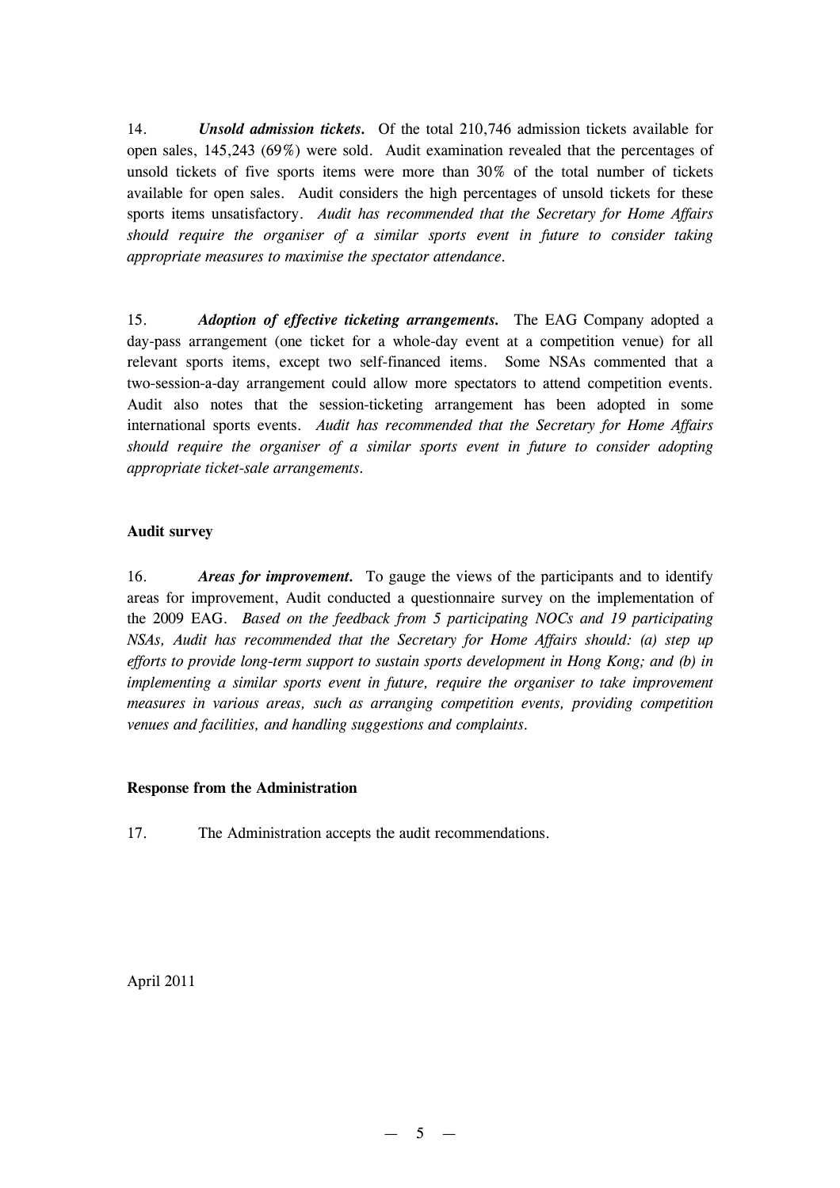14. ***Unsold admission tickets.*** Of the total 210,746 admission tickets available for open sales, 145,243 (69%) were sold. Audit examination revealed that the percentages of unsold tickets of five sports items were more than 30% of the total number of tickets available for open sales. Audit considers the high percentages of unsold tickets for these sports items unsatisfactory. *Audit has recommended that the Secretary for Home Affairs should require the organiser of a similar sports event in future to consider taking appropriate measures to maximise the spectator attendance.*

15. ***Adoption of effective ticketing arrangements.*** The EAG Company adopted a day-pass arrangement (one ticket for a whole-day event at a competition venue) for all relevant sports items, except two self-financed items. Some NSAs commented that a two-session-a-day arrangement could allow more spectators to attend competition events. Audit also notes that the session-ticketing arrangement has been adopted in some international sports events. *Audit has recommended that the Secretary for Home Affairs should require the organiser of a similar sports event in future to consider adopting appropriate ticket-sale arrangements.*

**Audit survey**

16. ***Areas for improvement.*** To gauge the views of the participants and to identify areas for improvement, Audit conducted a questionnaire survey on the implementation of the 2009 EAG. *Based on the feedback from 5 participating NOCs and 19 participating NSAs, Audit has recommended that the Secretary for Home Affairs should: (a) step up efforts to provide long-term support to sustain sports development in Hong Kong; and (b) in implementing a similar sports event in future, require the organiser to take improvement measures in various areas, such as arranging competition events, providing competition venues and facilities, and handling suggestions and complaints.*

**Response from the Administration**

17. The Administration accepts the audit recommendations.

April 2011